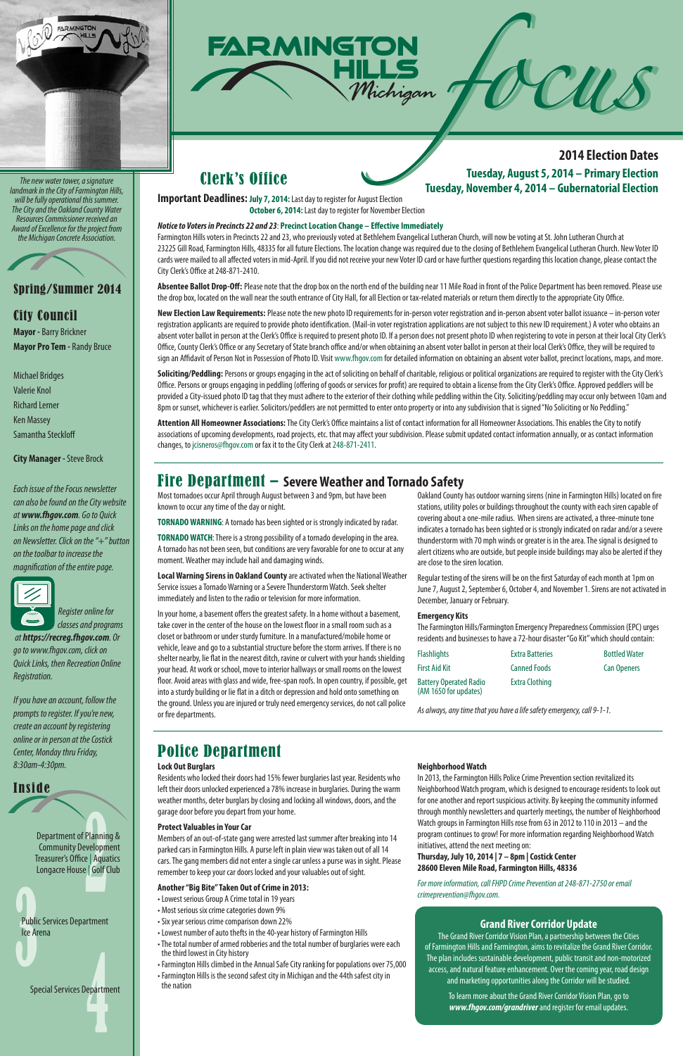# Farmington Hills Michigan Focus

*The new water tower, a signature landmark in the City of Farmington Hills, will be fully operational this summer. The City and the Oakland County Water Resources Commissioner received an Award of Excellence for the project from the Michigan Concrete Association.*

## Spring/Summer 2014

## City Council

**Mayor** - Barry Brickner
**Mayor Pro Tem** - Randy Bruce

Michael Bridges
Valerie Knol
Richard Lerner
Ken Massey
Samantha Steckloff

**City Manager** - Steve Brock

*Each issue of the Focus newsletter can also be found on the City website at **www.fhgov.com**. Go to Quick Links on the home page and click on Newsletter. Click on the "+" button on the toolbar to increase the magnification of the entire page.*

*Register online for classes and programs at **https://recreg.fhgov.com**. Or go to www.fhgov.com, click on Quick Links, then Recreation Online Registration.*

*If you have an account, follow the prompts to register. If you're new, create an account by registering online or in person at the Costick Center, Monday thru Friday, 8:30am-4:30pm.*

## Inside

**2**
Department of Planning & Community Development
Treasurer's Office | Aquatics
Longacre House | Golf Club

**3**
Public Services Department
Ice Arena

**4**
Special Services Department

## 2014 Election Dates

**Tuesday, August 5, 2014 – Primary Election**
**Tuesday, November 4, 2014 – Gubernatorial Election**

## Clerk's Office

**Important Deadlines: July 7, 2014:** Last day to register for August Election
**October 6, 2014:** Last day to register for November Election

***Notice to Voters in Precincts 22 and 23*: Precinct Location Change – Effective Immediately**
Farmington Hills voters in Precincts 22 and 23, who previously voted at Bethlehem Evangelical Lutheran Church, will now be voting at St. John Lutheran Church at 23225 Gill Road, Farmington Hills, 48335 for all future Elections. The location change was required due to the closing of Bethlehem Evangelical Lutheran Church. New Voter ID cards were mailed to all affected voters in mid-April. If you did not receive your new Voter ID card or have further questions regarding this location change, please contact the City Clerk's Office at 248-871-2410.

**Absentee Ballot Drop-Off:** Please note that the drop box on the north end of the building near 11 Mile Road in front of the Police Department has been removed. Please use the drop box, located on the wall near the south entrance of City Hall, for all Election or tax-related materials or return them directly to the appropriate City Office.

**New Election Law Requirements:** Please note the new photo ID requirements for in-person voter registration and in-person absent voter ballot issuance – in-person voter registration applicants are required to provide photo identification. (Mail-in voter registration applications are not subject to this new ID requirement.) A voter who obtains an absent voter ballot in person at the Clerk's Office is required to present photo ID. If a person does not present photo ID when registering to vote in person at their local City Clerk's Office, County Clerk's Office or any Secretary of State branch office and/or when obtaining an absent voter ballot in person at their local Clerk's Office, they will be required to sign an Affidavit of Person Not in Possession of Photo ID. Visit www.fhgov.com for detailed information on obtaining an absent voter ballot, precinct locations, maps, and more.

**Soliciting/Peddling:** Persons or groups engaging in the act of soliciting on behalf of charitable, religious or political organizations are required to register with the City Clerk's Office. Persons or groups engaging in peddling (offering of goods or services for profit) are required to obtain a license from the City Clerk's Office. Approved peddlers will be provided a City-issued photo ID tag that they must adhere to the exterior of their clothing while peddling within the City. Soliciting/peddling may occur only between 10am and 8pm or sunset, whichever is earlier. Solicitors/peddlers are not permitted to enter onto property or into any subdivision that is signed "No Soliciting or No Peddling."

**Attention All Homeowner Associations:** The City Clerk's Office maintains a list of contact information for all Homeowner Associations. This enables the City to notify associations of upcoming developments, road projects, etc. that may affect your subdivision. Please submit updated contact information annually, or as contact information changes, to jcisneros@fhgov.com or fax it to the City Clerk at 248-871-2411.

## Fire Department – Severe Weather and Tornado Safety

Most tornadoes occur April through August between 3 and 9pm, but have been known to occur any time of the day or night.

**TORNADO WARNING**: A tornado has been sighted or is strongly indicated by radar.

**TORNADO WATCH**: There is a strong possibility of a tornado developing in the area. A tornado has not been seen, but conditions are very favorable for one to occur at any moment. Weather may include hail and damaging winds.

**Local Warning Sirens in Oakland County** are activated when the National Weather Service issues a Tornado Warning or a Severe Thunderstorm Watch. Seek shelter immediately and listen to the radio or television for more information.

In your home, a basement offers the greatest safety. In a home without a basement, take cover in the center of the house on the lowest floor in a small room such as a closet or bathroom or under sturdy furniture. In a manufactured/mobile home or vehicle, leave and go to a substantial structure before the storm arrives. If there is no shelter nearby, lie flat in the nearest ditch, ravine or culvert with your hands shielding your head. At work or school, move to interior hallways or small rooms on the lowest floor. Avoid areas with glass and wide, free-span roofs. In open country, if possible, get into a sturdy building or lie flat in a ditch or depression and hold onto something on the ground. Unless you are injured or truly need emergency services, do not call police or fire departments.

Oakland County has outdoor warning sirens (nine in Farmington Hills) located on fire stations, utility poles or buildings throughout the county with each siren capable of covering about a one-mile radius. When sirens are activated, a three-minute tone indicates a tornado has been sighted or is strongly indicated on radar and/or a severe thunderstorm with 70 mph winds or greater is in the area. The signal is designed to alert citizens who are outside, but people inside buildings may also be alerted if they are close to the siren location.

Regular testing of the sirens will be on the first Saturday of each month at 1pm on June 7, August 2, September 6, October 4, and November 1. Sirens are not activated in December, January or February.

**Emergency Kits**
The Farmington Hills/Farmington Emergency Preparedness Commission (EPC) urges residents and businesses to have a 72-hour disaster "Go Kit" which should contain:

- Flashlights
- Extra Batteries
- Bottled Water
- First Aid Kit
- Canned Foods
- Can Openers
- Battery Operated Radio (AM 1650 for updates)
- Extra Clothing

*As always, any time that you have a life safety emergency, call 9-1-1.*

## Police Department

**Lock Out Burglars**
Residents who locked their doors had 15% fewer burglaries last year. Residents who left their doors unlocked experienced a 78% increase in burglaries. During the warm weather months, deter burglars by closing and locking all windows, doors, and the garage door before you depart from your home.

**Protect Valuables in Your Car**
Members of an out-of-state gang were arrested last summer after breaking into 14 parked cars in Farmington Hills. A purse left in plain view was taken out of all 14 cars. The gang members did not enter a single car unless a purse was in sight. Please remember to keep your car doors locked and your valuables out of sight.

**Another "Big Bite" Taken Out of Crime in 2013:**
- Lowest serious Group A Crime total in 19 years
- Most serious six crime categories down 9%
- Six year serious crime comparison down 22%
- Lowest number of auto thefts in the 40-year history of Farmington Hills
- The total number of armed robberies and the total number of burglaries were each the third lowest in City history
- Farmington Hills climbed in the Annual Safe City ranking for populations over 75,000
- Farmington Hills is the second safest city in Michigan and the 44th safest city in the nation

**Neighborhood Watch**
In 2013, the Farmington Hills Police Crime Prevention section revitalized its Neighborhood Watch program, which is designed to encourage residents to look out for one another and report suspicious activity. By keeping the community informed through monthly newsletters and quarterly meetings, the number of Neighborhood Watch groups in Farmington Hills rose from 63 in 2012 to 110 in 2013 – and the program continues to grow! For more information regarding Neighborhood Watch initiatives, attend the next meeting on:
**Thursday, July 10, 2014 | 7 – 8pm | Costick Center**
**28600 Eleven Mile Road, Farmington Hills, 48336**

*For more information, call FHPD Crime Prevention at 248-871-2750 or email crimeprevention@fhgov.com.*

### Grand River Corridor Update

The Grand River Corridor Vision Plan, a partnership between the Cities of Farmington Hills and Farmington, aims to revitalize the Grand River Corridor. The plan includes sustainable development, public transit and non-motorized access, and natural feature enhancement. Over the coming year, road design and marketing opportunities along the Corridor will be studied.

To learn more about the Grand River Corridor Vision Plan, go to ***www.fhgov.com/grandriver*** and register for email updates.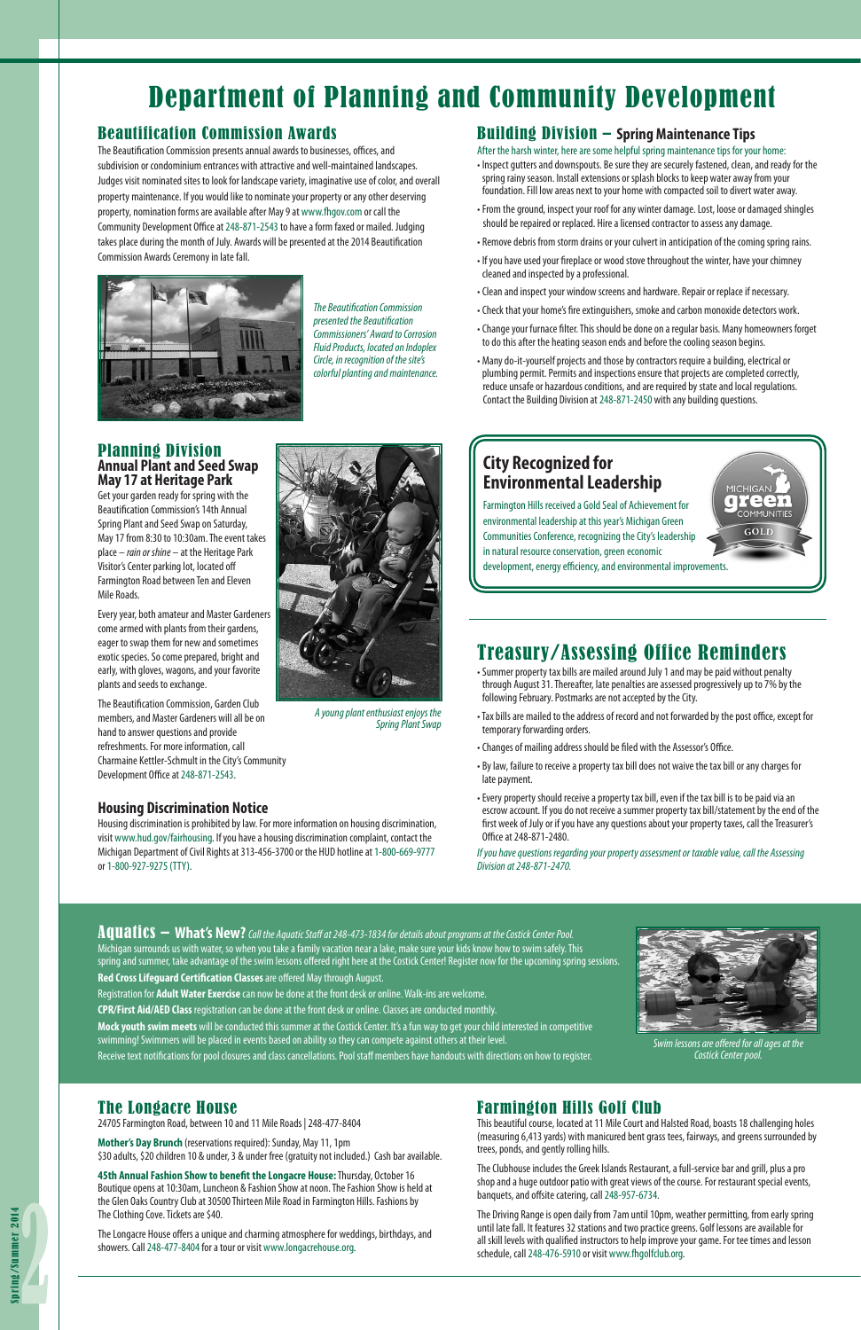# Department of Planning and Community Development

## Beautification Commission Awards

The Beautification Commission presents annual awards to businesses, offices, and subdivision or condominium entrances with attractive and well-maintained landscapes. Judges visit nominated sites to look for landscape variety, imaginative use of color, and overall property maintenance. If you would like to nominate your property or any other deserving property, nomination forms are available after May 9 at www.fhgov.com or call the Community Development Office at 248-871-2543 to have a form faxed or mailed. Judging takes place during the month of July. Awards will be presented at the 2014 Beautification Commission Awards Ceremony in late fall.

*The Beautification Commission presented the Beautification Commissioners' Award to Corrosion Fluid Products, located on Indoplex Circle, in recognition of the site's colorful planting and maintenance.*

## Planning Division

### Annual Plant and Seed Swap May 17 at Heritage Park

Get your garden ready for spring with the Beautification Commission's 14th Annual Spring Plant and Seed Swap on Saturday, May 17 from 8:30 to 10:30am. The event takes place – *rain or shine* – at the Heritage Park Visitor's Center parking lot, located off Farmington Road between Ten and Eleven Mile Roads.

Every year, both amateur and Master Gardeners come armed with plants from their gardens, eager to swap them for new and sometimes exotic species. So come prepared, bright and early, with gloves, wagons, and your favorite plants and seeds to exchange.

The Beautification Commission, Garden Club members, and Master Gardeners will all be on hand to answer questions and provide refreshments. For more information, call Charmaine Kettler-Schmult in the City's Community Development Office at 248-871-2543.

*A young plant enthusiast enjoys the Spring Plant Swap*

### Housing Discrimination Notice

Housing discrimination is prohibited by law. For more information on housing discrimination, visit www.hud.gov/fairhousing. If you have a housing discrimination complaint, contact the Michigan Department of Civil Rights at 313-456-3700 or the HUD hotline at 1-800-669-9777 or 1-800-927-9275 (TTY).

## Building Division – Spring Maintenance Tips

After the harsh winter, here are some helpful spring maintenance tips for your home:

- Inspect gutters and downspouts. Be sure they are securely fastened, clean, and ready for the spring rainy season. Install extensions or splash blocks to keep water away from your foundation. Fill low areas next to your home with compacted soil to divert water away.
- From the ground, inspect your roof for any winter damage. Lost, loose or damaged shingles should be repaired or replaced. Hire a licensed contractor to assess any damage.
- Remove debris from storm drains or your culvert in anticipation of the coming spring rains.
- If you have used your fireplace or wood stove throughout the winter, have your chimney cleaned and inspected by a professional.
- Clean and inspect your window screens and hardware. Repair or replace if necessary.
- Check that your home's fire extinguishers, smoke and carbon monoxide detectors work.
- Change your furnace filter. This should be done on a regular basis. Many homeowners forget to do this after the heating season ends and before the cooling season begins.
- Many do-it-yourself projects and those by contractors require a building, electrical or plumbing permit. Permits and inspections ensure that projects are completed correctly, reduce unsafe or hazardous conditions, and are required by state and local regulations. Contact the Building Division at 248-871-2450 with any building questions.

## City Recognized for Environmental Leadership

Farmington Hills received a Gold Seal of Achievement for environmental leadership at this year's Michigan Green Communities Conference, recognizing the City's leadership in natural resource conservation, green economic development, energy efficiency, and environmental improvements.

## Treasury/Assessing Office Reminders

- Summer property tax bills are mailed around July 1 and may be paid without penalty through August 31. Thereafter, late penalties are assessed progressively up to 7% by the following February. Postmarks are not accepted by the City.
- Tax bills are mailed to the address of record and not forwarded by the post office, except for temporary forwarding orders.
- Changes of mailing address should be filed with the Assessor's Office.
- By law, failure to receive a property tax bill does not waive the tax bill or any charges for late payment.
- Every property should receive a property tax bill, even if the tax bill is to be paid via an escrow account. If you do not receive a summer property tax bill/statement by the end of the first week of July or if you have any questions about your property taxes, call the Treasurer's Office at 248-871-2480.

*If you have questions regarding your property assessment or taxable value, call the Assessing Division at 248-871-2470.*

## Aquatics – What's New?

*Call the Aquatic Staff at 248-473-1834 for details about programs at the Costick Center Pool.*

Michigan surrounds us with water, so when you take a family vacation near a lake, make sure your kids know how to swim safely. This spring and summer, take advantage of the swim lessons offered right here at the Costick Center! Register now for the upcoming spring sessions.

**Red Cross Lifeguard Certification Classes** are offered May through August.

Registration for **Adult Water Exercise** can now be done at the front desk or online. Walk-ins are welcome.

**CPR/First Aid/AED Class** registration can be done at the front desk or online. Classes are conducted monthly.

**Mock youth swim meets** will be conducted this summer at the Costick Center. It's a fun way to get your child interested in competitive swimming! Swimmers will be placed in events based on ability so they can compete against others at their level.

Receive text notifications for pool closures and class cancellations. Pool staff members have handouts with directions on how to register.

*Swim lessons are offered for all ages at the Costick Center pool.*

## The Longacre House

24705 Farmington Road, between 10 and 11 Mile Roads | 248-477-8404

**Mother's Day Brunch** (reservations required): Sunday, May 11, 1pm
$30 adults, $20 children 10 & under, 3 & under free (gratuity not included.) Cash bar available.

**45th Annual Fashion Show to benefit the Longacre House:** Thursday, October 16
Boutique opens at 10:30am, Luncheon & Fashion Show at noon. The Fashion Show is held at the Glen Oaks Country Club at 30500 Thirteen Mile Road in Farmington Hills. Fashions by The Clothing Cove. Tickets are $40.

The Longacre House offers a unique and charming atmosphere for weddings, birthdays, and showers. Call 248-477-8404 for a tour or visit www.longacrehouse.org.

## Farmington Hills Golf Club

This beautiful course, located at 11 Mile Court and Halsted Road, boasts 18 challenging holes (measuring 6,413 yards) with manicured bent grass tees, fairways, and greens surrounded by trees, ponds, and gently rolling hills.

The Clubhouse includes the Greek Islands Restaurant, a full-service bar and grill, plus a pro shop and a huge outdoor patio with great views of the course. For restaurant special events, banquets, and offsite catering, call 248-957-6734.

The Driving Range is open daily from 7am until 10pm, weather permitting, from early spring until late fall. It features 32 stations and two practice greens. Golf lessons are available for all skill levels with qualified instructors to help improve your game. For tee times and lesson schedule, call 248-476-5910 or visit www.fhgolfclub.org.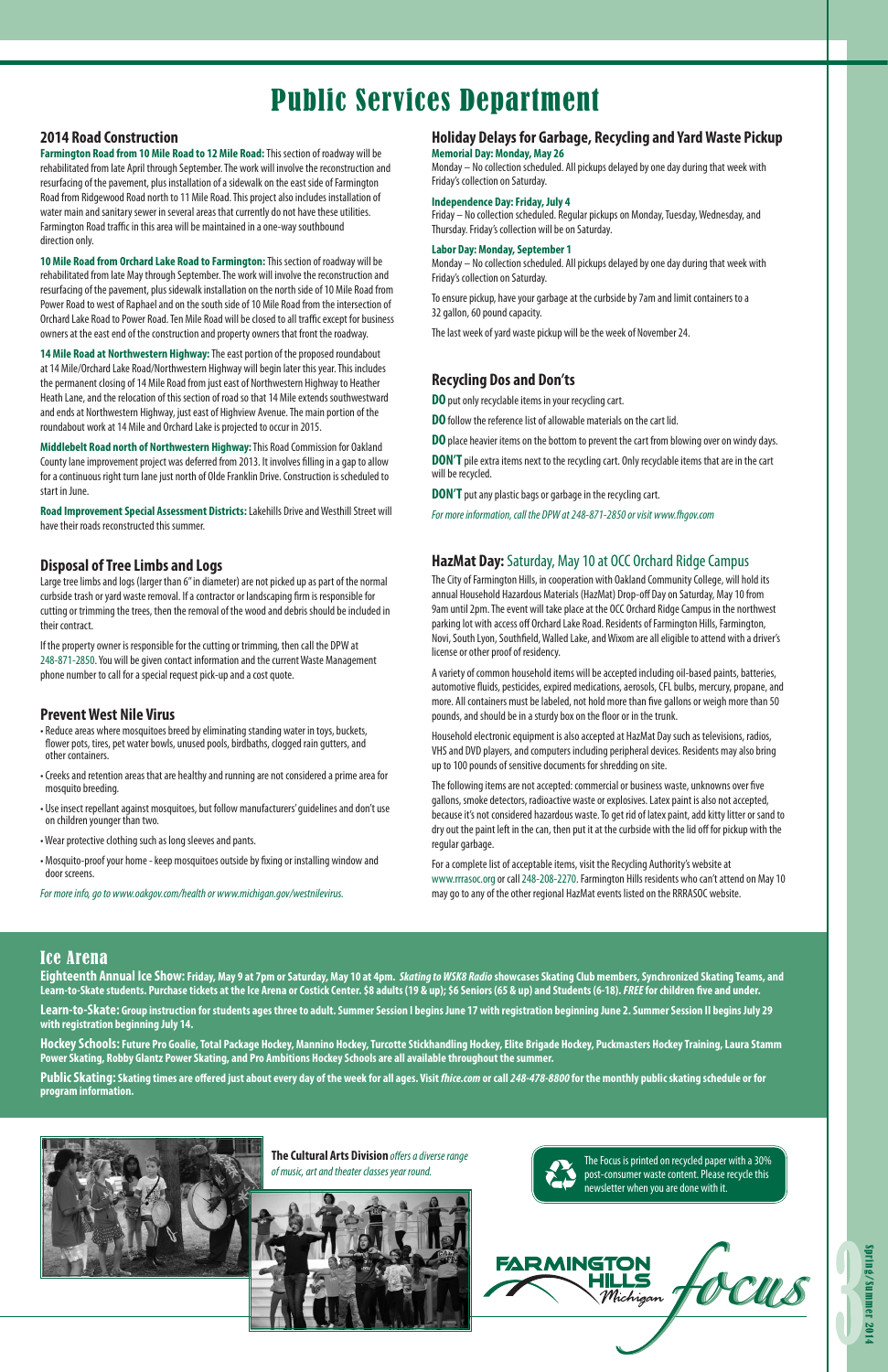# Public Services Department

## 2014 Road Construction

**Farmington Road from 10 Mile Road to 12 Mile Road:** This section of roadway will be rehabilitated from late April through September. The work will involve the reconstruction and resurfacing of the pavement, plus installation of a sidewalk on the east side of Farmington Road from Ridgewood Road north to 11 Mile Road. This project also includes installation of water main and sanitary sewer in several areas that currently do not have these utilities. Farmington Road traffic in this area will be maintained in a one-way southbound direction only.

**10 Mile Road from Orchard Lake Road to Farmington:** This section of roadway will be rehabilitated from late May through September. The work will involve the reconstruction and resurfacing of the pavement, plus sidewalk installation on the north side of 10 Mile Road from Power Road to west of Raphael and on the south side of 10 Mile Road from the intersection of Orchard Lake Road to Power Road. Ten Mile Road will be closed to all traffic except for business owners at the east end of the construction and property owners that front the roadway.

**14 Mile Road at Northwestern Highway:** The east portion of the proposed roundabout at 14 Mile/Orchard Lake Road/Northwestern Highway will begin later this year. This includes the permanent closing of 14 Mile Road from just east of Northwestern Highway to Heather Heath Lane, and the relocation of this section of road so that 14 Mile extends southwestward and ends at Northwestern Highway, just east of Highview Avenue. The main portion of the roundabout work at 14 Mile and Orchard Lake is projected to occur in 2015.

**Middlebelt Road north of Northwestern Highway:** This Road Commission for Oakland County lane improvement project was deferred from 2013. It involves filling in a gap to allow for a continuous right turn lane just north of Olde Franklin Drive. Construction is scheduled to start in June.

**Road Improvement Special Assessment Districts:** Lakehills Drive and Westhill Street will have their roads reconstructed this summer.

## Disposal of Tree Limbs and Logs

Large tree limbs and logs (larger than 6" in diameter) are not picked up as part of the normal curbside trash or yard waste removal. If a contractor or landscaping firm is responsible for cutting or trimming the trees, then the removal of the wood and debris should be included in their contract.

If the property owner is responsible for the cutting or trimming, then call the DPW at 248-871-2850. You will be given contact information and the current Waste Management phone number to call for a special request pick-up and a cost quote.

## Prevent West Nile Virus

- Reduce areas where mosquitoes breed by eliminating standing water in toys, buckets, flower pots, tires, pet water bowls, unused pools, birdbaths, clogged rain gutters, and other containers.
- Creeks and retention areas that are healthy and running are not considered a prime area for mosquito breeding.
- Use insect repellant against mosquitoes, but follow manufacturers' guidelines and don't use on children younger than two.
- Wear protective clothing such as long sleeves and pants.
- Mosquito-proof your home - keep mosquitoes outside by fixing or installing window and door screens.

*For more info, go to www.oakgov.com/health or www.michigan.gov/westnilevirus.*

## Holiday Delays for Garbage, Recycling and Yard Waste Pickup

**Memorial Day: Monday, May 26**

Monday – No collection scheduled. All pickups delayed by one day during that week with Friday's collection on Saturday.

**Independence Day: Friday, July 4**

Friday – No collection scheduled. Regular pickups on Monday, Tuesday, Wednesday, and Thursday. Friday's collection will be on Saturday.

**Labor Day: Monday, September 1**

Monday – No collection scheduled. All pickups delayed by one day during that week with Friday's collection on Saturday.

To ensure pickup, have your garbage at the curbside by 7am and limit containers to a 32 gallon, 60 pound capacity.

The last week of yard waste pickup will be the week of November 24.

## Recycling Dos and Don'ts

**DO** put only recyclable items in your recycling cart.

**DO** follow the reference list of allowable materials on the cart lid.

**DO** place heavier items on the bottom to prevent the cart from blowing over on windy days.

**DON'T** pile extra items next to the recycling cart. Only recyclable items that are in the cart will be recycled.

**DON'T** put any plastic bags or garbage in the recycling cart.

*For more information, call the DPW at 248-871-2850 or visit www.fhgov.com*

## HazMat Day: Saturday, May 10 at OCC Orchard Ridge Campus

The City of Farmington Hills, in cooperation with Oakland Community College, will hold its annual Household Hazardous Materials (HazMat) Drop-off Day on Saturday, May 10 from 9am until 2pm. The event will take place at the OCC Orchard Ridge Campus in the northwest parking lot with access off Orchard Lake Road. Residents of Farmington Hills, Farmington, Novi, South Lyon, Southfield, Walled Lake, and Wixom are all eligible to attend with a driver's license or other proof of residency.

A variety of common household items will be accepted including oil-based paints, batteries, automotive fluids, pesticides, expired medications, aerosols, CFL bulbs, mercury, propane, and more. All containers must be labeled, not hold more than five gallons or weigh more than 50 pounds, and should be in a sturdy box on the floor or in the trunk.

Household electronic equipment is also accepted at HazMat Day such as televisions, radios, VHS and DVD players, and computers including peripheral devices. Residents may also bring up to 100 pounds of sensitive documents for shredding on site.

The following items are not accepted: commercial or business waste, unknowns over five gallons, smoke detectors, radioactive waste or explosives. Latex paint is also not accepted, because it's not considered hazardous waste. To get rid of latex paint, add kitty litter or sand to dry out the paint left in the can, then put it at the curbside with the lid off for pickup with the regular garbage.

For a complete list of acceptable items, visit the Recycling Authority's website at www.rrrasoc.org or call 248-208-2270. Farmington Hills residents who can't attend on May 10 may go to any of the other regional HazMat events listed on the RRRASOC website.

## Ice Arena

**Eighteenth Annual Ice Show: Friday, May 9 at 7pm or Saturday, May 10 at 4pm. *Skating to WSK8 Radio* showcases Skating Club members, Synchronized Skating Teams, and Learn-to-Skate students. Purchase tickets at the Ice Arena or Costick Center. $8 adults (19 & up); $6 Seniors (65 & up) and Students (6-18). *FREE* for children five and under.**

**Learn-to-Skate: Group instruction for students ages three to adult. Summer Session I begins June 17 with registration beginning June 2. Summer Session II begins July 29 with registration beginning July 14.**

**Hockey Schools: Future Pro Goalie, Total Package Hockey, Mannino Hockey, Turcotte Stickhandling Hockey, Elite Brigade Hockey, Puckmasters Hockey Training, Laura Stamm Power Skating, Robby Glantz Power Skating, and Pro Ambitions Hockey Schools are all available throughout the summer.**

**Public Skating: Skating times are offered just about every day of the week for all ages. Visit *fhice.com* or call *248-478-8800* for the monthly public skating schedule or for program information.**

**The Cultural Arts Division** *offers a diverse range of music, art and theater classes year round.*

The Focus is printed on recycled paper with a 30% post-consumer waste content. Please recycle this newsletter when you are done with it.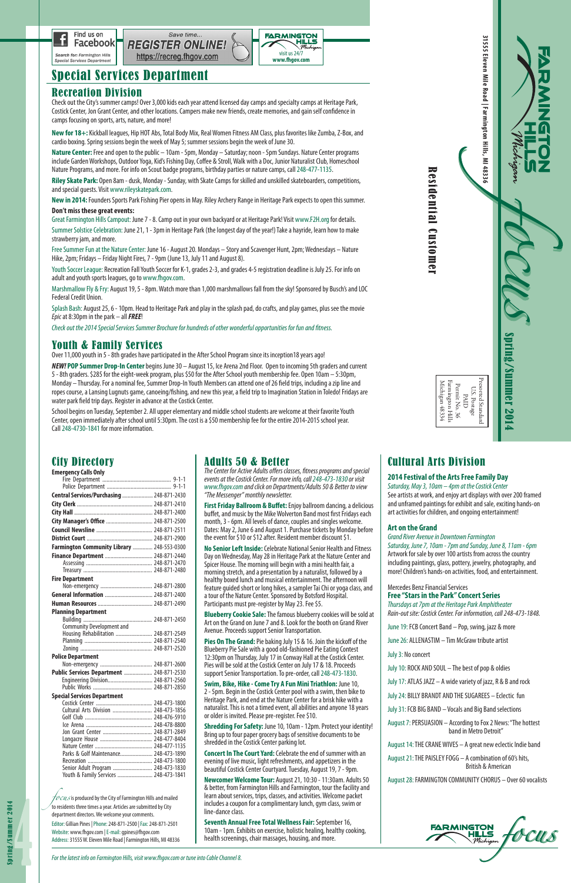Find us on Facebook
Search for: Farmington Hills Special Services Department

Save time... REGISTER ONLINE!
https://recreg.fhgov.com

FARMINGTON HILLS Michigan
visit us 24/7
www.fhgov.com

# Special Services Department

## Recreation Division

Check out the City's summer camps! Over 3,000 kids each year attend licensed day camps and specialty camps at Heritage Park, Costick Center, Jon Grant Center, and other locations. Campers make new friends, create memories, and gain self confidence in camps focusing on sports, arts, nature, and more!

**New for 18+:** Kickball leagues, Hip HOT Abs, Total Body Mix, Real Women Fitness AM Class, plus favorites like Zumba, Z-Box, and cardio boxing. Spring sessions begin the week of May 5; summer sessions begin the week of June 30.

**Nature Center:** Free and open to the public – 10am - 5pm, Monday – Saturday; noon - 5pm Sundays. Nature Center programs include Garden Workshops, Outdoor Yoga, Kid's Fishing Day, Coffee & Stroll, Walk with a Doc, Junior Naturalist Club, Homeschool Nature Programs, and more. For info on Scout badge programs, birthday parties or nature camps, call 248-477-1135.

**Riley Skate Park:** Open 8am - dusk, Monday - Sunday, with Skate Camps for skilled and unskilled skateboarders, competitions, and special guests. Visit www.rileyskatepark.com.

**New in 2014:** Founders Sports Park Fishing Pier opens in May. Riley Archery Range in Heritage Park expects to open this summer.

**Don't miss these great events:**

Great Farmington Hills Campout: June 7 - 8. Camp out in your own backyard or at Heritage Park! Visit www.F2H.org for details.

Summer Solstice Celebration: June 21, 1 - 3pm in Heritage Park (the longest day of the year!) Take a hayride, learn how to make strawberry jam, and more.

Free Summer Fun at the Nature Center: June 16 - August 20. Mondays – Story and Scavenger Hunt, 2pm; Wednesdays – Nature Hike, 2pm; Fridays – Friday Night Fires, 7 - 9pm (June 13, July 11 and August 8).

Youth Soccer League: Recreation Fall Youth Soccer for K-1, grades 2-3, and grades 4-5 registration deadline is July 25. For info on adult and youth sports leagues, go to www.fhgov.com.

Marshmallow Fly & Fry: August 19, 5 - 8pm. Watch more than 1,000 marshmallows fall from the sky! Sponsored by Busch's and LOC Federal Credit Union.

Splash Bash: August 25, 6 - 10pm. Head to Heritage Park and play in the splash pad, do crafts, and play games, plus see the movie *Epic* at 8:30pm in the park – all ***FREE***!

*Check out the 2014 Special Services Summer Brochure for hundreds of other wonderful opportunities for fun and fitness.*

## Youth & Family Services

Over 11,000 youth in 5 - 8th grades have participated in the After School Program since its inception18 years ago!

***NEW!* POP Summer Drop-In Center** begins June 30 – August 15, Ice Arena 2nd Floor. Open to incoming 5th graders and current 5 - 8th graders. $285 for the eight-week program, plus $50 for the After School youth membership fee. Open 10am – 5:30pm, Monday – Thursday. For a nominal fee, Summer Drop-In Youth Members can attend one of 26 field trips, including a zip line and ropes course, a Lansing Lugnuts game, canoeing/fishing, and new this year, a field trip to Imagination Station in Toledo! Fridays are water park field trip days. Register in advance at the Costick Center.

School begins on Tuesday, September 2. All upper elementary and middle school students are welcome at their favorite Youth Center, open immediately after school until 5:30pm. The cost is a $50 membership fee for the entire 2014-2015 school year. Call 248-4730-1841 for more information.

## City Directory

**Emergency Calls Only**

| | |
|---|---|
| Fire Department | 9-1-1 |
| Police Department | 9-1-1 |
| **Central Services/Purchasing** | 248-871-2430 |
| **City Clerk** | 248-871-2410 |
| **City Hall** | 248-871-2400 |
| **City Manager's Office** | 248-871-2500 |
| **Council Newsline** | 248-871-2511 |
| **District Court** | 248-871-2900 |
| **Farmington Community Library** | 248-553-0300 |
| **Finance Department** | 248-871-2440 |
| Assessing | 248-871-2470 |
| Treasury | 248-871-2480 |
| **Fire Department** | |
| Non-emergency | 248-871-2800 |
| **General Information** | 248-871-2400 |
| **Human Resources** | 248-871-2490 |
| **Planning Department** | |
| Building | 248-871-2450 |
| Community Development and Housing Rehabilitation | 248-871-2549 |
| Planning | 248-871-2540 |
| Zoning | 248-871-2520 |
| **Police Department** | |
| Non-emergency | 248-871-2600 |
| **Public Services Department** | 248-871-2530 |
| Engineering Division | 248-871-2560 |
| Public Works | 248-871-2850 |
| **Special Services Department** | |
| Costick Center | 248-473-1800 |
| Cultural Arts Division | 248-473-1856 |
| Golf Club | 248-476-5910 |
| Ice Arena | 248-478-8800 |
| Jon Grant Center | 248-871-2849 |
| Longacre House | 248-477-8404 |
| Nature Center | 248-477-1135 |
| Parks & Golf Maintenance | 248-473-1890 |
| Recreation | 248-473-1800 |
| Senior Adult Program | 248-473-1830 |
| Youth & Family Services | 248-473-1841 |

*Focus* is produced by the City of Farmington Hills and mailed to residents three times a year. Articles are submitted by City department directors. We welcome your comments.

Editor: Gillian Pines | Phone: 248-871-2500 | Fax: 248-871-2501
Website: www.fhgov.com | E-mail: gpines@fhgov.com
Address: 31555 W. Eleven Mile Road | Farmington Hills, MI 48336

## Adults 50 & Better

*The Center for Active Adults offers classes, fitness programs and special events at the Costick Center. For more info, call 248-473-1830 or visit www.fhgov.com and click on Departments/Adults 50 & Better to view "The Messenger" monthly newsletter.*

**First Friday Ballroom & Buffet:** Enjoy ballroom dancing, a delicious buffet, and music by the Mike Wolverton Band most first Fridays each month, 3 - 6pm. All levels of dance, couples and singles welcome. Dates: May 2, June 6 and August 1. Purchase tickets by Monday before the event for $10 or $12 after. Resident member discount $1.

**No Senior Left Inside:** Celebrate National Senior Health and Fitness Day on Wednesday, May 28 in Heritage Park at the Nature Center and Spicer House. The morning will begin with a mini health fair, a morning stretch, and a presentation by a naturalist, followed by a healthy boxed lunch and musical entertainment. The afternoon will feature guided short or long hikes, a sampler Tai Chi or yoga class, and a tour of the Nature Center. Sponsored by Botsford Hospital. Participants must pre-register by May 23. Fee $5.

**Blueberry Cookie Sale:** The famous blueberry cookies will be sold at Art on the Grand on June 7 and 8. Look for the booth on Grand River Avenue. Proceeds support Senior Transportation.

**Pies On The Grand:** Pie baking July 15 & 16. Join the kickoff of the Blueberry Pie Sale with a good old-fashioned Pie Eating Contest 12:30pm on Thursday, July 17 in Conway Hall at the Costick Center. Pies will be sold at the Costick Center on July 17 & 18. Proceeds support Senior Transportation. To pre-order, call 248-473-1830.

**Swim, Bike, Hike - Come Try A Fun Mini Triathlon:** June 10, 2 - 5pm. Begin in the Costick Center pool with a swim, then bike to Heritage Park, and end at the Nature Center for a brisk hike with a naturalist. This is not a timed event, all abilities and anyone 18 years or older is invited. Please pre-register. Fee $10.

**Shredding For Safety:** June 10, 10am - 12pm. Protect your identity! Bring up to four paper grocery bags of sensitive documents to be shredded in the Costick Center parking lot.

**Concert In The Court Yard:** Celebrate the end of summer with an evening of live music, light refreshments, and appetizers in the beautiful Costick Center Courtyard. Tuesday, August 19, 7 - 9pm.

**Newcomer Welcome Tour:** August 21, 10:30 - 11:30am. Adults 50 & better, from Farmington Hills and Farmington, tour the facility and learn about services, trips, classes, and activities. Welcome packet includes a coupon for a complimentary lunch, gym class, swim or line-dance class.

**Seventh Annual Free Total Wellness Fair:** September 16, 10am - 1pm. Exhibits on exercise, holistic healing, healthy cooking, health screenings, chair massages, housing, and more.

## Cultural Arts Division

### 2014 Festival of the Arts Free Family Day

*Saturday, May 3, 10am – 4pm at the Costick Center*

See artists at work, and enjoy art displays with over 200 framed and unframed paintings for exhibit and sale, exciting hands-on art activities for children, and ongoing entertainment!

### Art on the Grand

*Grand River Avenue in Downtown Farmington*
*Saturday, June 7, 10am - 7pm and Sunday, June 8, 11am - 6pm*

Artwork for sale by over 100 artists from across the country including paintings, glass, pottery, jewelry, photography, and more! Children's hands-on activities, food, and entertainment.

Mercedes Benz Financial Services

### Free "Stars in the Park" Concert Series

*Thursdays at 7pm at the Heritage Park Amphitheater*
*Rain-out site: Costick Center. For information, call 248-473-1848.*

June 19: FCB Concert Band – Pop, swing, jazz & more

June 26: ALLENASTIM – Tim McGraw tribute artist

July 3: No concert

July 10: ROCK AND SOUL – The best of pop & oldies

July 17: ATLAS JAZZ – A wide variety of jazz, R & B and rock

July 24: BILLY BRANDT AND THE SUGAREES – Eclectic fun

July 31: FCB BIG BAND – Vocals and Big Band selections

August 7: PERSUASION – According to Fox 2 News: "The hottest band in Metro Detroit"

August 14: THE CRANE WIVES – A great new eclectic Indie band

August 21: THE PAISLEY FOGG – A combination of 60's hits, British & American

August 28: FARMINGTON COMMUNITY CHORUS – Over 60 vocalists

FARMINGTON HILLS Michigan *Focus*

FARMINGTON HILLS Michigan *Focus* Spring/Summer 2014

31555 Eleven Mile Road | Farmington Hills, MI 48336

Residential Customer

Presorted Standard
U.S. Postage
PAID
Permit No. 36
Farmington Hills
Michigan 48334

*For the latest info on Farmington Hills, visit www.fhgov.com or tune into Cable Channel 8.*